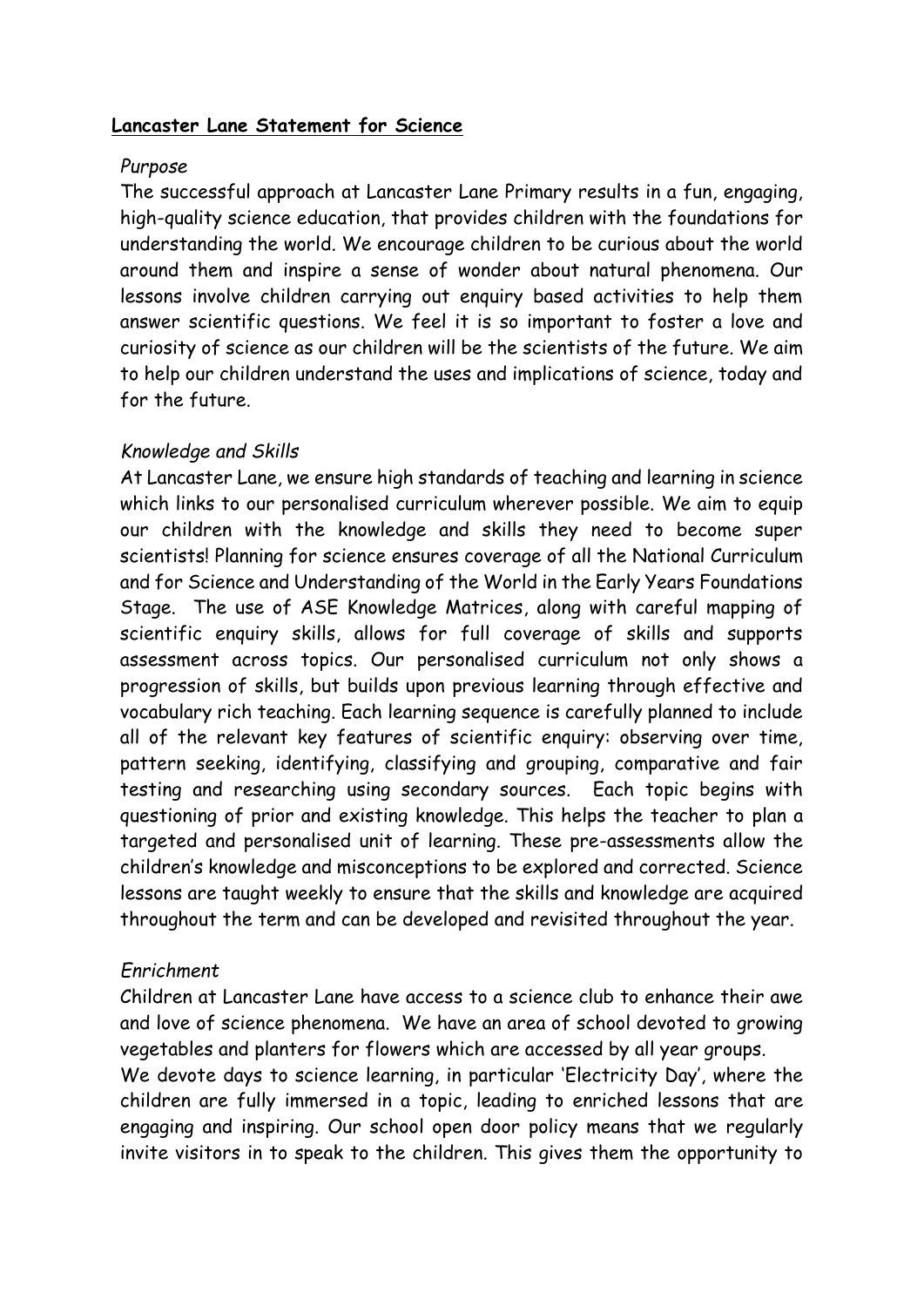## **Lancaster Lane Statement for Science**

*Purpose*

The successful approach at Lancaster Lane Primary results in a fun, engaging, high-quality science education, that provides children with the foundations for understanding the world. We encourage children to be curious about the world around them and inspire a sense of wonder about natural phenomena. Our lessons involve children carrying out enquiry based activities to help them answer scientific questions. We feel it is so important to foster a love and curiosity of science as our children will be the scientists of the future. We aim to help our children understand the uses and implications of science, today and for the future.

*Knowledge and Skills*

At Lancaster Lane, we ensure high standards of teaching and learning in science which links to our personalised curriculum wherever possible. We aim to equip our children with the knowledge and skills they need to become super scientists! Planning for science ensures coverage of all the National Curriculum and for Science and Understanding of the World in the Early Years Foundations Stage. The use of ASE Knowledge Matrices, along with careful mapping of scientific enquiry skills, allows for full coverage of skills and supports assessment across topics. Our personalised curriculum not only shows a progression of skills, but builds upon previous learning through effective and vocabulary rich teaching. Each learning sequence is carefully planned to include all of the relevant key features of scientific enquiry: observing over time, pattern seeking, identifying, classifying and grouping, comparative and fair testing and researching using secondary sources. Each topic begins with questioning of prior and existing knowledge. This helps the teacher to plan a targeted and personalised unit of learning. These pre-assessments allow the children's knowledge and misconceptions to be explored and corrected. Science lessons are taught weekly to ensure that the skills and knowledge are acquired throughout the term and can be developed and revisited throughout the year.

*Enrichment*

Children at Lancaster Lane have access to a science club to enhance their awe and love of science phenomena. We have an area of school devoted to growing vegetables and planters for flowers which are accessed by all year groups.
We devote days to science learning, in particular 'Electricity Day', where the children are fully immersed in a topic, leading to enriched lessons that are engaging and inspiring. Our school open door policy means that we regularly invite visitors in to speak to the children. This gives them the opportunity to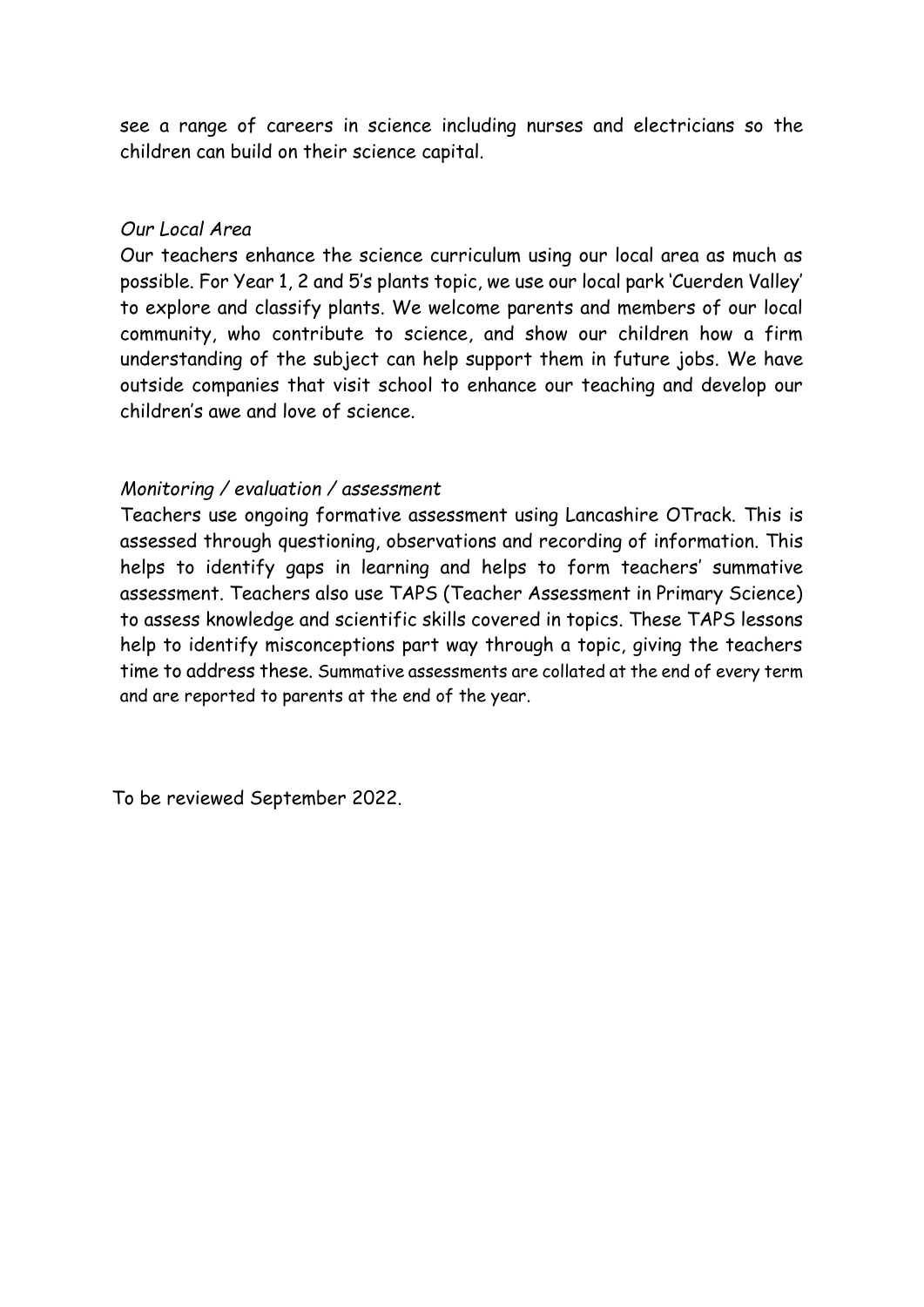see a range of careers in science including nurses and electricians so the children can build on their science capital.

*Our Local Area*

Our teachers enhance the science curriculum using our local area as much as possible. For Year 1, 2 and 5's plants topic, we use our local park 'Cuerden Valley' to explore and classify plants. We welcome parents and members of our local community, who contribute to science, and show our children how a firm understanding of the subject can help support them in future jobs. We have outside companies that visit school to enhance our teaching and develop our children's awe and love of science.

*Monitoring / evaluation / assessment*

Teachers use ongoing formative assessment using Lancashire OTrack. This is assessed through questioning, observations and recording of information. This helps to identify gaps in learning and helps to form teachers' summative assessment. Teachers also use TAPS (Teacher Assessment in Primary Science) to assess knowledge and scientific skills covered in topics. These TAPS lessons help to identify misconceptions part way through a topic, giving the teachers time to address these. Summative assessments are collated at the end of every term and are reported to parents at the end of the year.

To be reviewed September 2022.